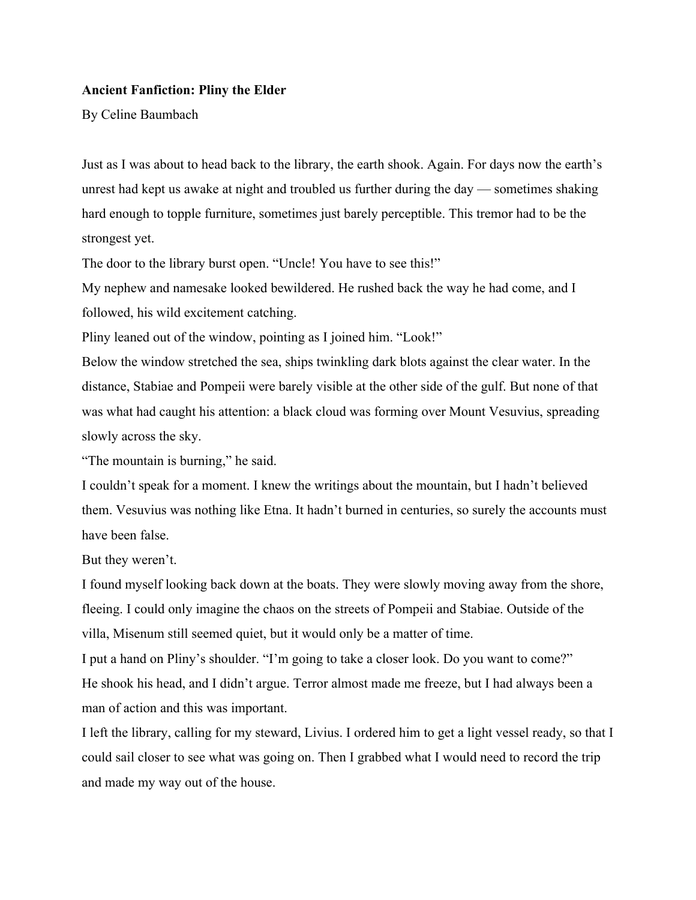**Ancient Fanfiction: Pliny the Elder**

By Celine Baumbach

Just as I was about to head back to the library, the earth shook. Again. For days now the earth's unrest had kept us awake at night and troubled us further during the day — sometimes shaking hard enough to topple furniture, sometimes just barely perceptible. This tremor had to be the strongest yet.

The door to the library burst open. "Uncle! You have to see this!"

My nephew and namesake looked bewildered. He rushed back the way he had come, and I followed, his wild excitement catching.

Pliny leaned out of the window, pointing as I joined him. "Look!"

Below the window stretched the sea, ships twinkling dark blots against the clear water. In the distance, Stabiae and Pompeii were barely visible at the other side of the gulf. But none of that was what had caught his attention: a black cloud was forming over Mount Vesuvius, spreading slowly across the sky.

"The mountain is burning," he said.

I couldn't speak for a moment. I knew the writings about the mountain, but I hadn't believed them. Vesuvius was nothing like Etna. It hadn't burned in centuries, so surely the accounts must have been false.

But they weren't.

I found myself looking back down at the boats. They were slowly moving away from the shore, fleeing. I could only imagine the chaos on the streets of Pompeii and Stabiae. Outside of the villa, Misenum still seemed quiet, but it would only be a matter of time.

I put a hand on Pliny's shoulder. "I'm going to take a closer look. Do you want to come?"

He shook his head, and I didn't argue. Terror almost made me freeze, but I had always been a man of action and this was important.

I left the library, calling for my steward, Livius. I ordered him to get a light vessel ready, so that I could sail closer to see what was going on. Then I grabbed what I would need to record the trip and made my way out of the house.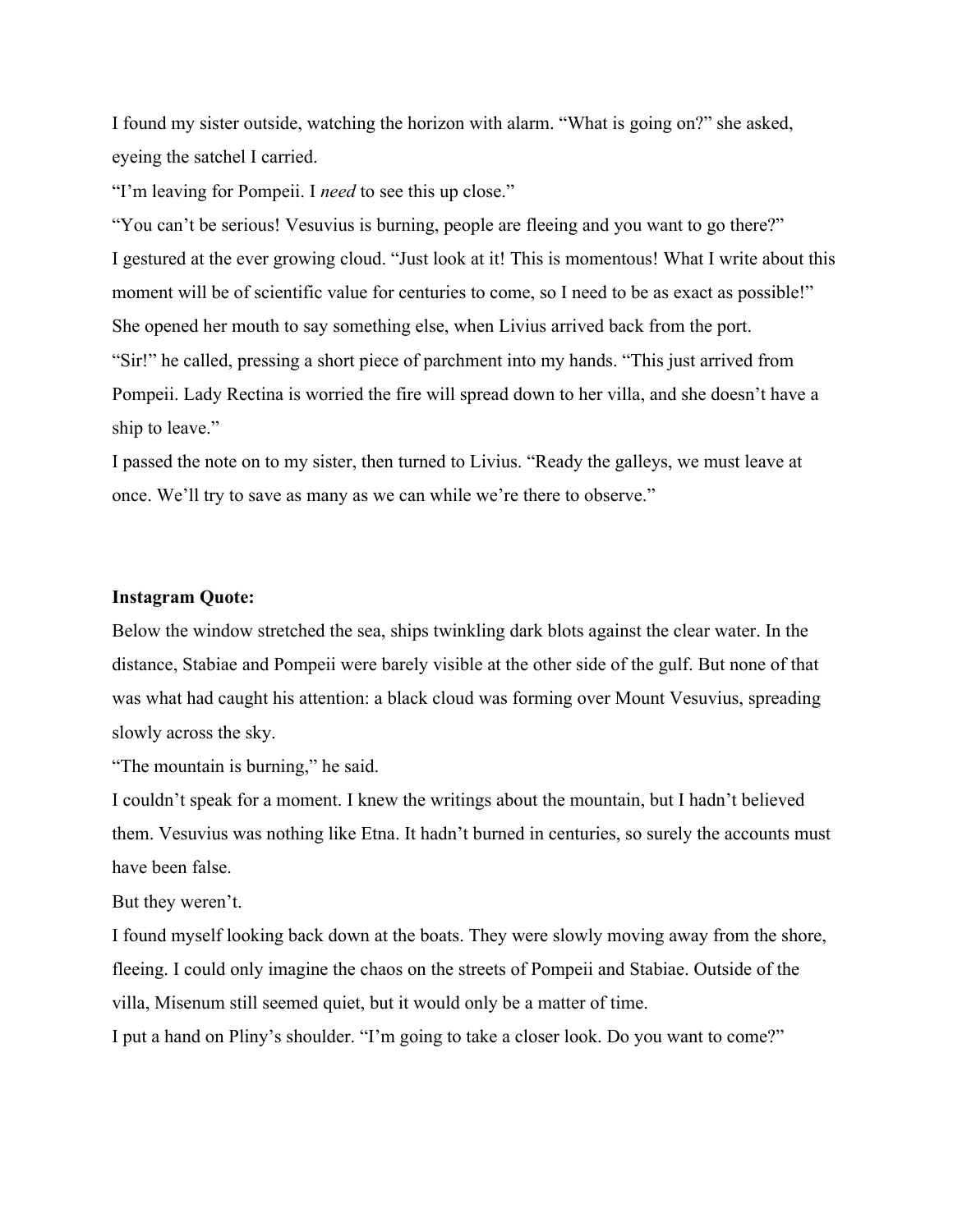I found my sister outside, watching the horizon with alarm. "What is going on?" she asked, eyeing the satchel I carried.

"I'm leaving for Pompeii. I *need* to see this up close."

"You can't be serious! Vesuvius is burning, people are fleeing and you want to go there?"

I gestured at the ever growing cloud. "Just look at it! This is momentous! What I write about this moment will be of scientific value for centuries to come, so I need to be as exact as possible!"

She opened her mouth to say something else, when Livius arrived back from the port.

"Sir!" he called, pressing a short piece of parchment into my hands. "This just arrived from Pompeii. Lady Rectina is worried the fire will spread down to her villa, and she doesn't have a ship to leave."

I passed the note on to my sister, then turned to Livius. "Ready the galleys, we must leave at once. We'll try to save as many as we can while we're there to observe."

**Instagram Quote:**

Below the window stretched the sea, ships twinkling dark blots against the clear water. In the distance, Stabiae and Pompeii were barely visible at the other side of the gulf. But none of that was what had caught his attention: a black cloud was forming over Mount Vesuvius, spreading slowly across the sky.

"The mountain is burning," he said.

I couldn't speak for a moment. I knew the writings about the mountain, but I hadn't believed them. Vesuvius was nothing like Etna. It hadn't burned in centuries, so surely the accounts must have been false.

But they weren't.

I found myself looking back down at the boats. They were slowly moving away from the shore, fleeing. I could only imagine the chaos on the streets of Pompeii and Stabiae. Outside of the villa, Misenum still seemed quiet, but it would only be a matter of time.

I put a hand on Pliny's shoulder. "I'm going to take a closer look. Do you want to come?"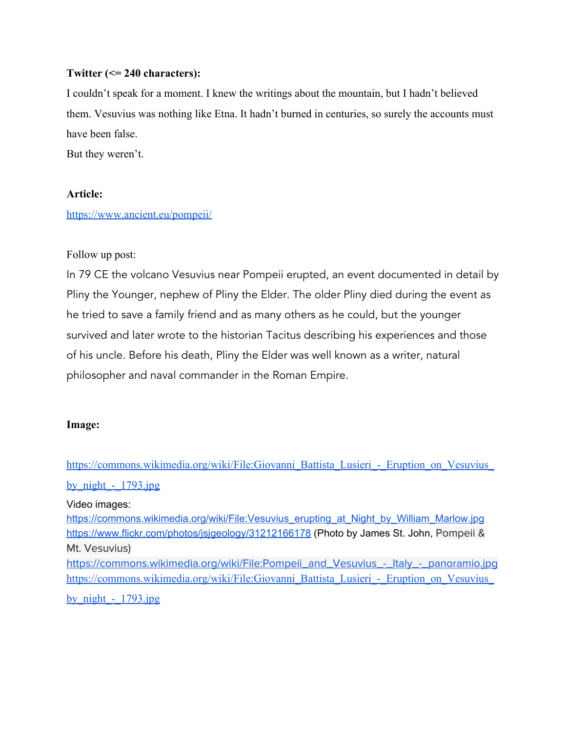**Twitter (<= 240 characters):**

I couldn't speak for a moment. I knew the writings about the mountain, but I hadn't believed them. Vesuvius was nothing like Etna. It hadn't burned in centuries, so surely the accounts must have been false.

But they weren't.

**Article:**

https://www.ancient.eu/pompeii/

Follow up post:

In 79 CE the volcano Vesuvius near Pompeii erupted, an event documented in detail by Pliny the Younger, nephew of Pliny the Elder. The older Pliny died during the event as he tried to save a family friend and as many others as he could, but the younger survived and later wrote to the historian Tacitus describing his experiences and those of his uncle. Before his death, Pliny the Elder was well known as a writer, natural philosopher and naval commander in the Roman Empire.

**Image:**

https://commons.wikimedia.org/wiki/File:Giovanni_Battista_Lusieri_-_Eruption_on_Vesuvius_by_night_-_1793.jpg

Video images:

https://commons.wikimedia.org/wiki/File:Vesuvius_erupting_at_Night_by_William_Marlow.jpg

https://www.flickr.com/photos/jsjgeology/31212166178 (Photo by James St. John, Pompeii & Mt. Vesuvius)

https://commons.wikimedia.org/wiki/File:Pompeii_and_Vesuvius_-_Italy_-_panoramio.jpg

https://commons.wikimedia.org/wiki/File:Giovanni_Battista_Lusieri_-_Eruption_on_Vesuvius_by_night_-_1793.jpg